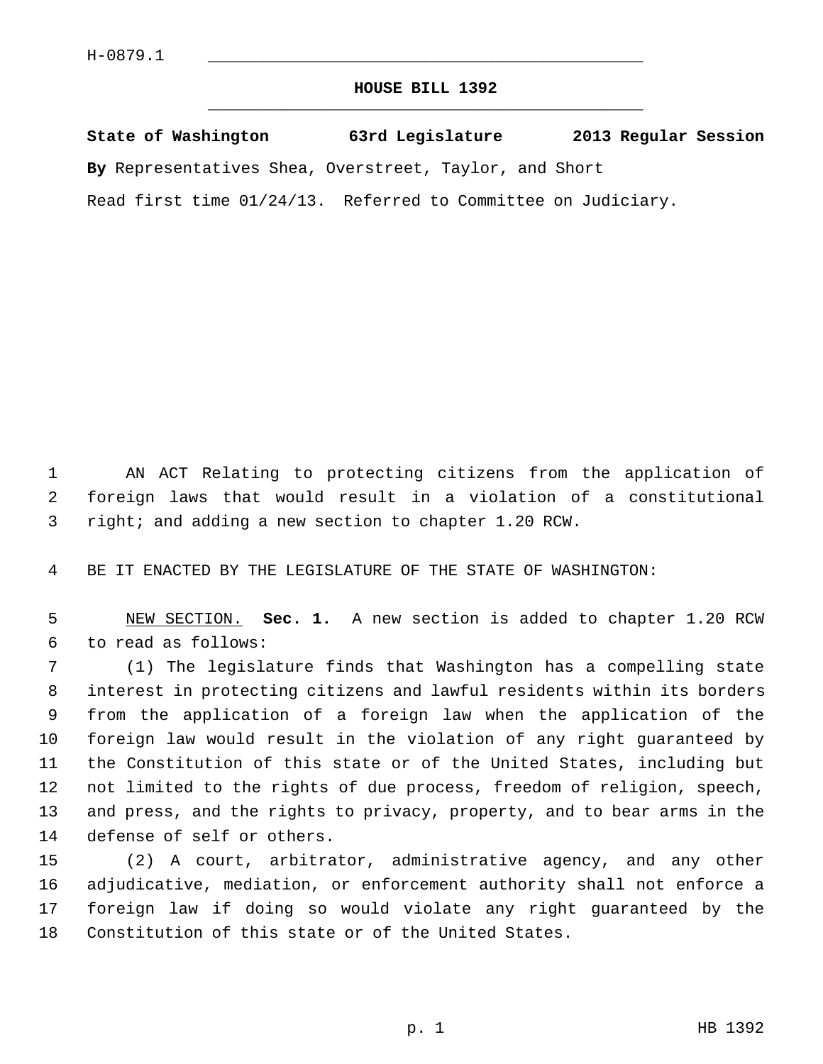H-0879.1

# HOUSE BILL 1392

**State of Washington 63rd Legislature 2013 Regular Session**

**By** Representatives Shea, Overstreet, Taylor, and Short

Read first time 01/24/13. Referred to Committee on Judiciary.

AN ACT Relating to protecting citizens from the application of foreign laws that would result in a violation of a constitutional right; and adding a new section to chapter 1.20 RCW.

BE IT ENACTED BY THE LEGISLATURE OF THE STATE OF WASHINGTON:

NEW SECTION. **Sec. 1.** A new section is added to chapter 1.20 RCW to read as follows:

(1) The legislature finds that Washington has a compelling state interest in protecting citizens and lawful residents within its borders from the application of a foreign law when the application of the foreign law would result in the violation of any right guaranteed by the Constitution of this state or of the United States, including but not limited to the rights of due process, freedom of religion, speech, and press, and the rights to privacy, property, and to bear arms in the defense of self or others.

(2) A court, arbitrator, administrative agency, and any other adjudicative, mediation, or enforcement authority shall not enforce a foreign law if doing so would violate any right guaranteed by the Constitution of this state or of the United States.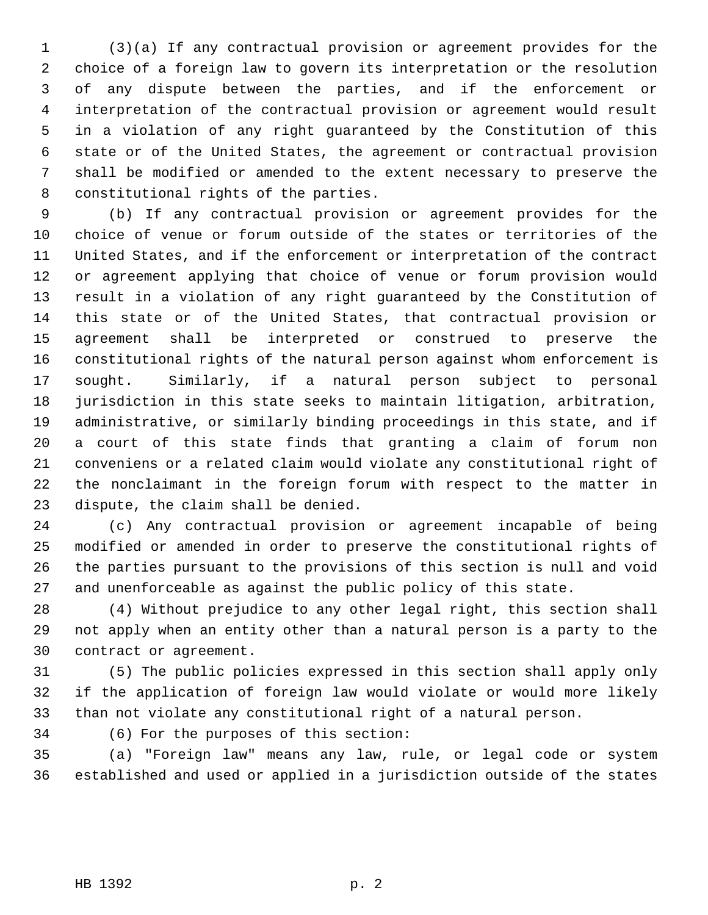(3)(a) If any contractual provision or agreement provides for the choice of a foreign law to govern its interpretation or the resolution of any dispute between the parties, and if the enforcement or interpretation of the contractual provision or agreement would result in a violation of any right guaranteed by the Constitution of this state or of the United States, the agreement or contractual provision shall be modified or amended to the extent necessary to preserve the constitutional rights of the parties.

(b) If any contractual provision or agreement provides for the choice of venue or forum outside of the states or territories of the United States, and if the enforcement or interpretation of the contract or agreement applying that choice of venue or forum provision would result in a violation of any right guaranteed by the Constitution of this state or of the United States, that contractual provision or agreement shall be interpreted or construed to preserve the constitutional rights of the natural person against whom enforcement is sought. Similarly, if a natural person subject to personal jurisdiction in this state seeks to maintain litigation, arbitration, administrative, or similarly binding proceedings in this state, and if a court of this state finds that granting a claim of forum non conveniens or a related claim would violate any constitutional right of the nonclaimant in the foreign forum with respect to the matter in dispute, the claim shall be denied.

(c) Any contractual provision or agreement incapable of being modified or amended in order to preserve the constitutional rights of the parties pursuant to the provisions of this section is null and void and unenforceable as against the public policy of this state.

(4) Without prejudice to any other legal right, this section shall not apply when an entity other than a natural person is a party to the contract or agreement.

(5) The public policies expressed in this section shall apply only if the application of foreign law would violate or would more likely than not violate any constitutional right of a natural person.

(6) For the purposes of this section:

(a) "Foreign law" means any law, rule, or legal code or system established and used or applied in a jurisdiction outside of the states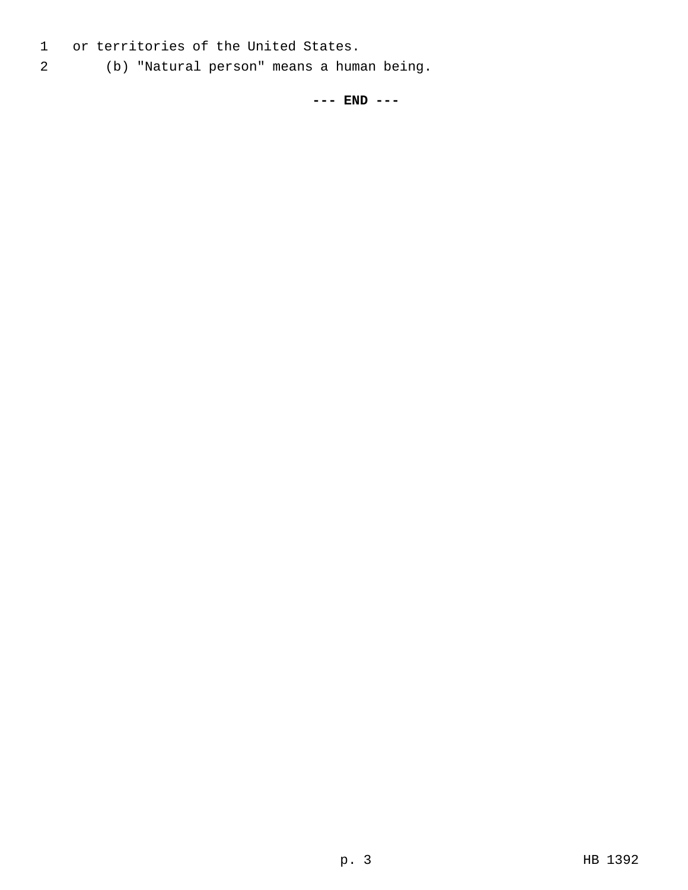or territories of the United States.

(b) "Natural person" means a human being.

**--- END ---**